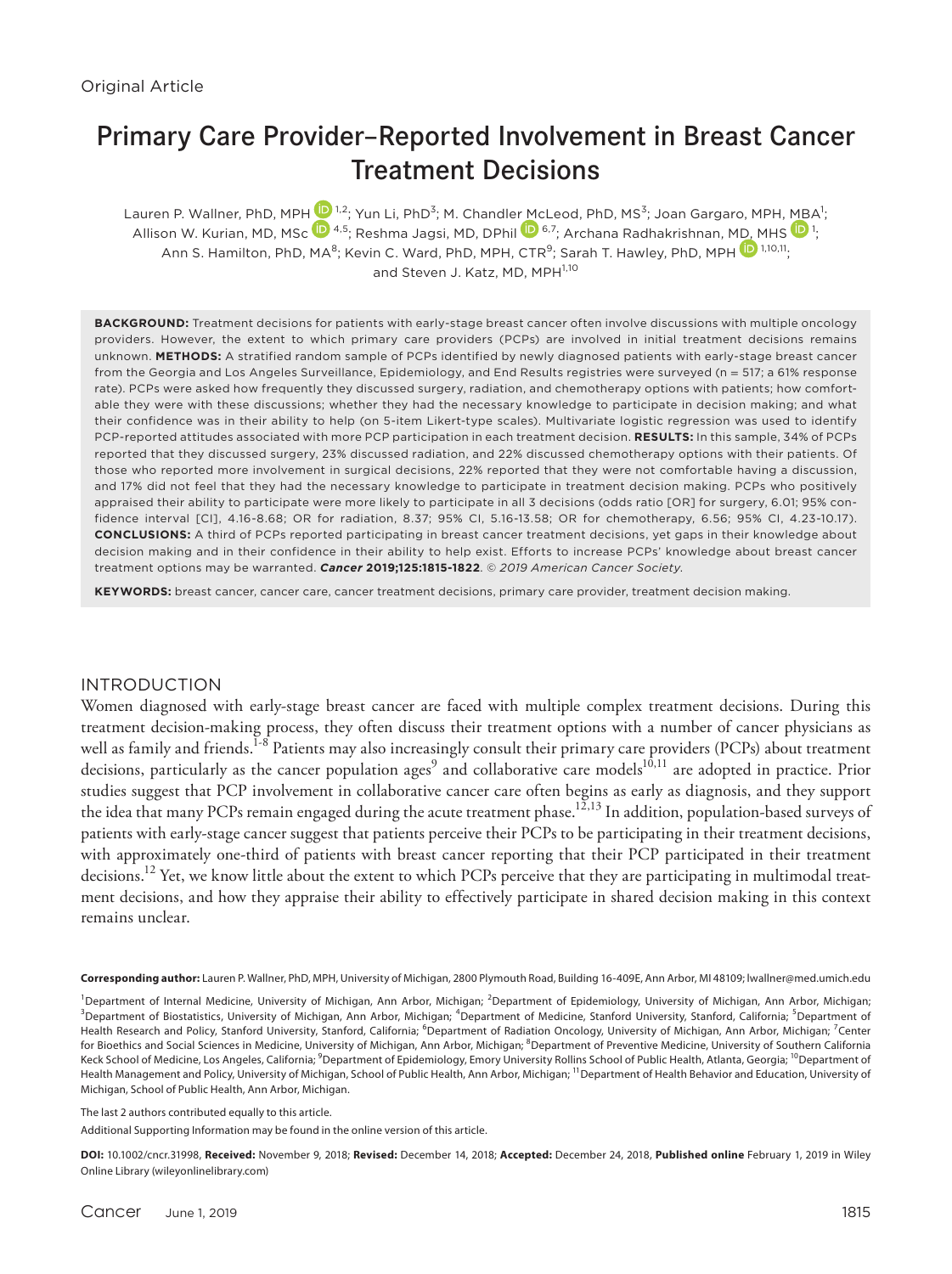Original Article

# Primary Care Provider–Reported Involvement in Breast Cancer Treatment Decisions

Lauren P. Wallner, PhD, MPH [1,2]; Yun Li, PhD[3]; M. Chandler McLeod, PhD, MS[3]; Joan Gargaro, MPH, MBA[1]; Allison W. Kurian, MD, MSc [4,5]; Reshma Jagsi, MD, DPhil [6,7]; Archana Radhakrishnan, MD, MHS [1]; Ann S. Hamilton, PhD, MA[8]; Kevin C. Ward, PhD, MPH, CTR[9]; Sarah T. Hawley, PhD, MPH [1,10,11]; and Steven J. Katz, MD, MPH[1,10]

**BACKGROUND:** Treatment decisions for patients with early-stage breast cancer often involve discussions with multiple oncology providers. However, the extent to which primary care providers (PCPs) are involved in initial treatment decisions remains unknown. **METHODS:** A stratified random sample of PCPs identified by newly diagnosed patients with early-stage breast cancer from the Georgia and Los Angeles Surveillance, Epidemiology, and End Results registries were surveyed (n = 517; a 61% response rate). PCPs were asked how frequently they discussed surgery, radiation, and chemotherapy options with patients; how comfortable they were with these discussions; whether they had the necessary knowledge to participate in decision making; and what their confidence was in their ability to help (on 5-item Likert-type scales). Multivariate logistic regression was used to identify PCP-reported attitudes associated with more PCP participation in each treatment decision. **RESULTS:** In this sample, 34% of PCPs reported that they discussed surgery, 23% discussed radiation, and 22% discussed chemotherapy options with their patients. Of those who reported more involvement in surgical decisions, 22% reported that they were not comfortable having a discussion, and 17% did not feel that they had the necessary knowledge to participate in treatment decision making. PCPs who positively appraised their ability to participate were more likely to participate in all 3 decisions (odds ratio [OR] for surgery, 6.01; 95% confidence interval [CI], 4.16-8.68; OR for radiation, 8.37; 95% CI, 5.16-13.58; OR for chemotherapy, 6.56; 95% CI, 4.23-10.17). **CONCLUSIONS:** A third of PCPs reported participating in breast cancer treatment decisions, yet gaps in their knowledge about decision making and in their confidence in their ability to help exist. Efforts to increase PCPs' knowledge about breast cancer treatment options may be warranted. ***Cancer* 2019;125:1815-1822**. *© 2019 American Cancer Society.*

**KEYWORDS:** breast cancer, cancer care, cancer treatment decisions, primary care provider, treatment decision making.

## INTRODUCTION

Women diagnosed with early-stage breast cancer are faced with multiple complex treatment decisions. During this treatment decision-making process, they often discuss their treatment options with a number of cancer physicians as well as family and friends.[1-8] Patients may also increasingly consult their primary care providers (PCPs) about treatment decisions, particularly as the cancer population ages[9] and collaborative care models[10,11] are adopted in practice. Prior studies suggest that PCP involvement in collaborative cancer care often begins as early as diagnosis, and they support the idea that many PCPs remain engaged during the acute treatment phase.[12,13] In addition, population-based surveys of patients with early-stage cancer suggest that patients perceive their PCPs to be participating in their treatment decisions, with approximately one-third of patients with breast cancer reporting that their PCP participated in their treatment decisions.[12] Yet, we know little about the extent to which PCPs perceive that they are participating in multimodal treatment decisions, and how they appraise their ability to effectively participate in shared decision making in this context remains unclear.

**Corresponding author:** Lauren P. Wallner, PhD, MPH, University of Michigan, 2800 Plymouth Road, Building 16-409E, Ann Arbor, MI 48109; lwallner@med.umich.edu

[1]Department of Internal Medicine, University of Michigan, Ann Arbor, Michigan; [2]Department of Epidemiology, University of Michigan, Ann Arbor, Michigan; [3]Department of Biostatistics, University of Michigan, Ann Arbor, Michigan; [4]Department of Medicine, Stanford University, Stanford, California; [5]Department of Health Research and Policy, Stanford University, Stanford, California; [6]Department of Radiation Oncology, University of Michigan, Ann Arbor, Michigan; [7]Center for Bioethics and Social Sciences in Medicine, University of Michigan, Ann Arbor, Michigan; [8]Department of Preventive Medicine, University of Southern California Keck School of Medicine, Los Angeles, California; [9]Department of Epidemiology, Emory University Rollins School of Public Health, Atlanta, Georgia; [10]Department of Health Management and Policy, University of Michigan, School of Public Health, Ann Arbor, Michigan; [11]Department of Health Behavior and Education, University of Michigan, School of Public Health, Ann Arbor, Michigan.

The last 2 authors contributed equally to this article.

Additional Supporting Information may be found in the online version of this article.

**DOI:** 10.1002/cncr.31998, **Received:** November 9, 2018; **Revised:** December 14, 2018; **Accepted:** December 24, 2018, **Published online** February 1, 2019 in Wiley Online Library (wileyonlinelibrary.com)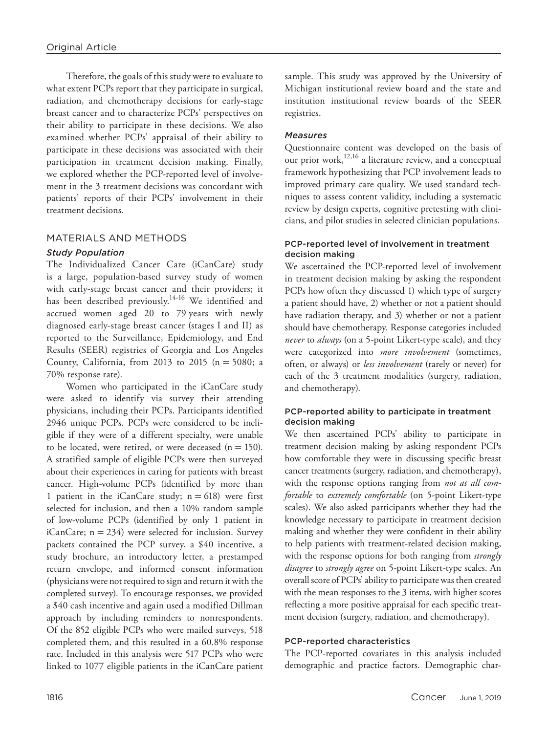Therefore, the goals of this study were to evaluate to what extent PCPs report that they participate in surgical, radiation, and chemotherapy decisions for early-stage breast cancer and to characterize PCPs' perspectives on their ability to participate in these decisions. We also examined whether PCPs' appraisal of their ability to participate in these decisions was associated with their participation in treatment decision making. Finally, we explored whether the PCP-reported level of involvement in the 3 treatment decisions was concordant with patients' reports of their PCPs' involvement in their treatment decisions.

## MATERIALS AND METHODS

### *Study Population*

The Individualized Cancer Care (iCanCare) study is a large, population-based survey study of women with early-stage breast cancer and their providers; it has been described previously.[14-16] We identified and accrued women aged 20 to 79 years with newly diagnosed early-stage breast cancer (stages I and II) as reported to the Surveillance, Epidemiology, and End Results (SEER) registries of Georgia and Los Angeles County, California, from 2013 to 2015 (n = 5080; a 70% response rate).

Women who participated in the iCanCare study were asked to identify via survey their attending physicians, including their PCPs. Participants identified 2946 unique PCPs. PCPs were considered to be ineligible if they were of a different specialty, were unable to be located, were retired, or were deceased (n = 150). A stratified sample of eligible PCPs were then surveyed about their experiences in caring for patients with breast cancer. High-volume PCPs (identified by more than 1 patient in the iCanCare study; n = 618) were first selected for inclusion, and then a 10% random sample of low-volume PCPs (identified by only 1 patient in iCanCare; n = 234) were selected for inclusion. Survey packets contained the PCP survey, a $40 incentive, a study brochure, an introductory letter, a prestamped return envelope, and informed consent information (physicians were not required to sign and return it with the completed survey). To encourage responses, we provided a $40 cash incentive and again used a modified Dillman approach by including reminders to nonrespondents. Of the 852 eligible PCPs who were mailed surveys, 518 completed them, and this resulted in a 60.8% response rate. Included in this analysis were 517 PCPs who were linked to 1077 eligible patients in the iCanCare patient sample. This study was approved by the University of Michigan institutional review board and the state and institution institutional review boards of the SEER registries.

### *Measures*

Questionnaire content was developed on the basis of our prior work,[12,16] a literature review, and a conceptual framework hypothesizing that PCP involvement leads to improved primary care quality. We used standard techniques to assess content validity, including a systematic review by design experts, cognitive pretesting with clinicians, and pilot studies in selected clinician populations.

#### PCP-reported level of involvement in treatment decision making

We ascertained the PCP-reported level of involvement in treatment decision making by asking the respondent PCPs how often they discussed 1) which type of surgery a patient should have, 2) whether or not a patient should have radiation therapy, and 3) whether or not a patient should have chemotherapy. Response categories included *never* to *always* (on a 5-point Likert-type scale), and they were categorized into *more involvement* (sometimes, often, or always) or *less involvement* (rarely or never) for each of the 3 treatment modalities (surgery, radiation, and chemotherapy).

#### PCP-reported ability to participate in treatment decision making

We then ascertained PCPs' ability to participate in treatment decision making by asking respondent PCPs how comfortable they were in discussing specific breast cancer treatments (surgery, radiation, and chemotherapy), with the response options ranging from *not at all comfortable* to *extremely comfortable* (on 5-point Likert-type scales). We also asked participants whether they had the knowledge necessary to participate in treatment decision making and whether they were confident in their ability to help patients with treatment-related decision making, with the response options for both ranging from *strongly disagree* to *strongly agree* on 5-point Likert-type scales. An overall score of PCPs' ability to participate was then created with the mean responses to the 3 items, with higher scores reflecting a more positive appraisal for each specific treatment decision (surgery, radiation, and chemotherapy).

#### PCP-reported characteristics

The PCP-reported covariates in this analysis included demographic and practice factors. Demographic char-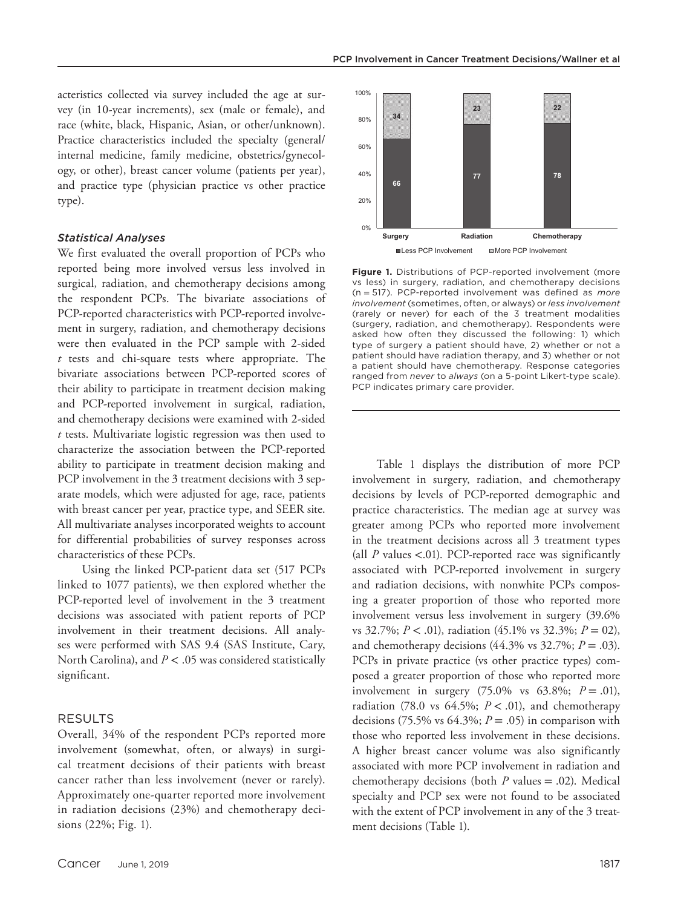acteristics collected via survey included the age at survey (in 10-year increments), sex (male or female), and race (white, black, Hispanic, Asian, or other/unknown). Practice characteristics included the specialty (general/internal medicine, family medicine, obstetrics/gynecology, or other), breast cancer volume (patients per year), and practice type (physician practice vs other practice type).

### *Statistical Analyses*

We first evaluated the overall proportion of PCPs who reported being more involved versus less involved in surgical, radiation, and chemotherapy decisions among the respondent PCPs. The bivariate associations of PCP-reported characteristics with PCP-reported involvement in surgery, radiation, and chemotherapy decisions were then evaluated in the PCP sample with 2-sided *t* tests and chi-square tests where appropriate. The bivariate associations between PCP-reported scores of their ability to participate in treatment decision making and PCP-reported involvement in surgical, radiation, and chemotherapy decisions were examined with 2-sided *t* tests. Multivariate logistic regression was then used to characterize the association between the PCP-reported ability to participate in treatment decision making and PCP involvement in the 3 treatment decisions with 3 separate models, which were adjusted for age, race, patients with breast cancer per year, practice type, and SEER site. All multivariate analyses incorporated weights to account for differential probabilities of survey responses across characteristics of these PCPs.

Using the linked PCP-patient data set (517 PCPs linked to 1077 patients), we then explored whether the PCP-reported level of involvement in the 3 treatment decisions was associated with patient reports of PCP involvement in their treatment decisions. All analyses were performed with SAS 9.4 (SAS Institute, Cary, North Carolina), and $P < .05$ was considered statistically significant.

## RESULTS

Overall, 34% of the respondent PCPs reported more involvement (somewhat, often, or always) in surgical treatment decisions of their patients with breast cancer rather than less involvement (never or rarely). Approximately one-quarter reported more involvement in radiation decisions (23%) and chemotherapy decisions (22%; Fig. 1).

| | Surgery | Radiation | Chemotherapy |
|---|---|---|---|
| More PCP Involvement | 34 | 23 | 22 |
| Less PCP Involvement | 66 | 77 | 78 |

**Figure 1.** Distributions of PCP-reported involvement (more vs less) in surgery, radiation, and chemotherapy decisions (n = 517). PCP-reported involvement was defined as *more involvement* (sometimes, often, or always) or *less involvement* (rarely or never) for each of the 3 treatment modalities (surgery, radiation, and chemotherapy). Respondents were asked how often they discussed the following: 1) which type of surgery a patient should have, 2) whether or not a patient should have radiation therapy, and 3) whether or not a patient should have chemotherapy. Response categories ranged from *never* to *always* (on a 5-point Likert-type scale). PCP indicates primary care provider.

Table 1 displays the distribution of more PCP involvement in surgery, radiation, and chemotherapy decisions by levels of PCP-reported demographic and practice characteristics. The median age at survey was greater among PCPs who reported more involvement in the treatment decisions across all 3 treatment types (all $P$ values <.01). PCP-reported race was significantly associated with PCP-reported involvement in surgery and radiation decisions, with nonwhite PCPs composing a greater proportion of those who reported more involvement versus less involvement in surgery (39.6% vs 32.7%; $P < .01$), radiation (45.1% vs 32.3%; $P = 02$), and chemotherapy decisions (44.3% vs 32.7%; $P = .03$). PCPs in private practice (vs other practice types) composed a greater proportion of those who reported more involvement in surgery (75.0% vs 63.8%; $P = .01$), radiation (78.0 vs 64.5%; $P < .01$), and chemotherapy decisions (75.5% vs 64.3%; $P = .05$) in comparison with those who reported less involvement in these decisions. A higher breast cancer volume was also significantly associated with more PCP involvement in radiation and chemotherapy decisions (both $P$ values = .02). Medical specialty and PCP sex were not found to be associated with the extent of PCP involvement in any of the 3 treatment decisions (Table 1).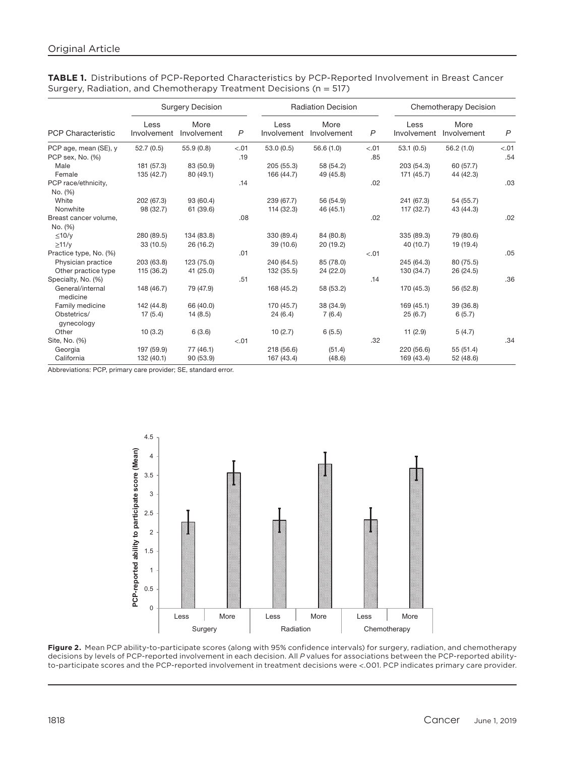**TABLE 1.** Distributions of PCP-Reported Characteristics by PCP-Reported Involvement in Breast Cancer Surgery, Radiation, and Chemotherapy Treatment Decisions (n = 517)

| | Surgery Decision | | | Radiation Decision | | | Chemotherapy Decision | | |
|---|---|---|---|---|---|---|---|---|---|
| PCP Characteristic | Less Involvement | More Involvement | *P* | Less Involvement | More Involvement | *P* | Less Involvement | More Involvement | *P* |
| PCP age, mean (SE), y | 52.7 (0.5) | 55.9 (0.8) | <.01 | 53.0 (0.5) | 56.6 (1.0) | <.01 | 53.1 (0.5) | 56.2 (1.0) | <.01 |
| PCP sex, No. (%) | | | .19 | | | .85 | | | .54 |
| Male | 181 (57.3) | 83 (50.9) | | 205 (55.3) | 58 (54.2) | | 203 (54.3) | 60 (57.7) | |
| Female | 135 (42.7) | 80 (49.1) | | 166 (44.7) | 49 (45.8) | | 171 (45.7) | 44 (42.3) | |
| PCP race/ethnicity, No. (%) | | | .14 | | | .02 | | | .03 |
| White | 202 (67.3) | 93 (60.4) | | 239 (67.7) | 56 (54.9) | | 241 (67.3) | 54 (55.7) | |
| Nonwhite | 98 (32.7) | 61 (39.6) | | 114 (32.3) | 46 (45.1) | | 117 (32.7) | 43 (44.3) | |
| Breast cancer volume, No. (%) | | | .08 | | | .02 | | | .02 |
| ≤10/y | 280 (89.5) | 134 (83.8) | | 330 (89.4) | 84 (80.8) | | 335 (89.3) | 79 (80.6) | |
| ≥11/y | 33 (10.5) | 26 (16.2) | | 39 (10.6) | 20 (19.2) | | 40 (10.7) | 19 (19.4) | |
| Practice type, No. (%) | | | .01 | | | <.01 | | | .05 |
| Physician practice | 203 (63.8) | 123 (75.0) | | 240 (64.5) | 85 (78.0) | | 245 (64.3) | 80 (75.5) | |
| Other practice type | 115 (36.2) | 41 (25.0) | | 132 (35.5) | 24 (22.0) | | 130 (34.7) | 26 (24.5) | |
| Specialty, No. (%) | | | .51 | | | .14 | | | .36 |
| General/internal medicine | 148 (46.7) | 79 (47.9) | | 168 (45.2) | 58 (53.2) | | 170 (45.3) | 56 (52.8) | |
| Family medicine | 142 (44.8) | 66 (40.0) | | 170 (45.7) | 38 (34.9) | | 169 (45.1) | 39 (36.8) | |
| Obstetrics/gynecology | 17 (5.4) | 14 (8.5) | | 24 (6.4) | 7 (6.4) | | 25 (6.7) | 6 (5.7) | |
| Other | 10 (3.2) | 6 (3.6) | | 10 (2.7) | 6 (5.5) | | 11 (2.9) | 5 (4.7) | |
| Site, No. (%) | | | <.01 | | | .32 | | | .34 |
| Georgia | 197 (59.9) | 77 (46.1) | | 218 (56.6) | (51.4) | | 220 (56.6) | 55 (51.4) | |
| California | 132 (40.1) | 90 (53.9) | | 167 (43.4) | (48.6) | | 169 (43.4) | 52 (48.6) | |

Abbreviations: PCP, primary care provider; SE, standard error.

**Figure 2.** Mean PCP ability-to-participate scores (along with 95% confidence intervals) for surgery, radiation, and chemotherapy decisions by levels of PCP-reported involvement in each decision. All *P* values for associations between the PCP-reported ability-to-participate scores and the PCP-reported involvement in treatment decisions were <.001. PCP indicates primary care provider.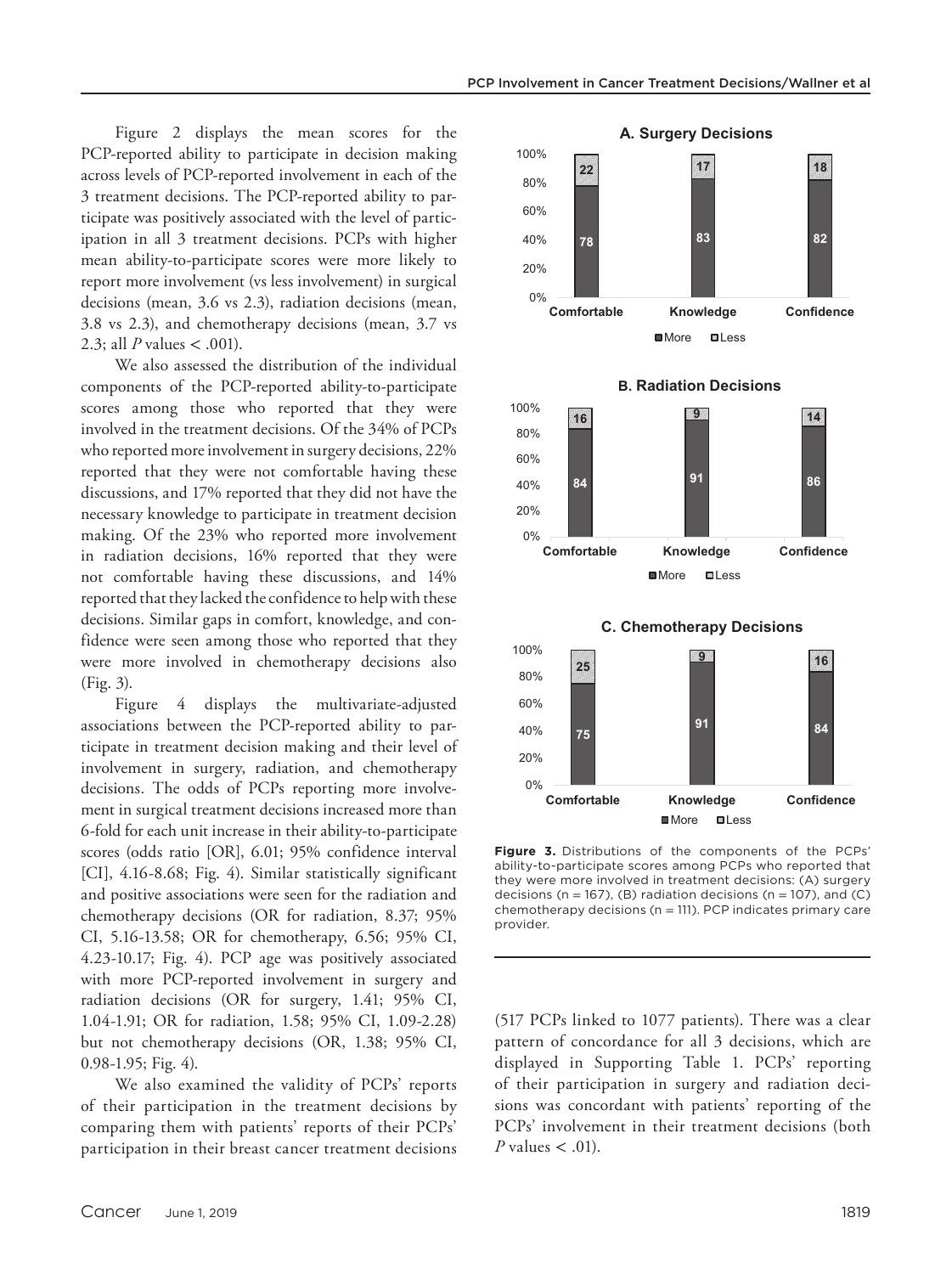Figure 2 displays the mean scores for the PCP-reported ability to participate in decision making across levels of PCP-reported involvement in each of the 3 treatment decisions. The PCP-reported ability to participate was positively associated with the level of participation in all 3 treatment decisions. PCPs with higher mean ability-to-participate scores were more likely to report more involvement (vs less involvement) in surgical decisions (mean, 3.6 vs 2.3), radiation decisions (mean, 3.8 vs 2.3), and chemotherapy decisions (mean, 3.7 vs 2.3; all *P* values < .001).

We also assessed the distribution of the individual components of the PCP-reported ability-to-participate scores among those who reported that they were involved in the treatment decisions. Of the 34% of PCPs who reported more involvement in surgery decisions, 22% reported that they were not comfortable having these discussions, and 17% reported that they did not have the necessary knowledge to participate in treatment decision making. Of the 23% who reported more involvement in radiation decisions, 16% reported that they were not comfortable having these discussions, and 14% reported that they lacked the confidence to help with these decisions. Similar gaps in comfort, knowledge, and confidence were seen among those who reported that they were more involved in chemotherapy decisions also (Fig. 3).

Figure 4 displays the multivariate-adjusted associations between the PCP-reported ability to participate in treatment decision making and their level of involvement in surgery, radiation, and chemotherapy decisions. The odds of PCPs reporting more involvement in surgical treatment decisions increased more than 6-fold for each unit increase in their ability-to-participate scores (odds ratio [OR], 6.01; 95% confidence interval [CI], 4.16-8.68; Fig. 4). Similar statistically significant and positive associations were seen for the radiation and chemotherapy decisions (OR for radiation, 8.37; 95% CI, 5.16-13.58; OR for chemotherapy, 6.56; 95% CI, 4.23-10.17; Fig. 4). PCP age was positively associated with more PCP-reported involvement in surgery and radiation decisions (OR for surgery, 1.41; 95% CI, 1.04-1.91; OR for radiation, 1.58; 95% CI, 1.09-2.28) but not chemotherapy decisions (OR, 1.38; 95% CI, 0.98-1.95; Fig. 4).

We also examined the validity of PCPs' reports of their participation in the treatment decisions by comparing them with patients' reports of their PCPs' participation in their breast cancer treatment decisions (517 PCPs linked to 1077 patients). There was a clear pattern of concordance for all 3 decisions, which are displayed in Supporting Table 1. PCPs' reporting of their participation in surgery and radiation decisions was concordant with patients' reporting of the PCPs' involvement in their treatment decisions (both *P* values < .01).

**A. Surgery Decisions**

| | Comfortable | Knowledge | Confidence |
|---|---|---|---|
| More | 78 | 83 | 82 |
| Less | 22 | 17 | 18 |

**B. Radiation Decisions**

| | Comfortable | Knowledge | Confidence |
|---|---|---|---|
| More | 84 | 91 | 86 |
| Less | 16 | 9 | 14 |

**C. Chemotherapy Decisions**

| | Comfortable | Knowledge | Confidence |
|---|---|---|---|
| More | 75 | 91 | 84 |
| Less | 25 | 9 | 16 |

**Figure 3.** Distributions of the components of the PCPs' ability-to-participate scores among PCPs who reported that they were more involved in treatment decisions: (A) surgery decisions (n = 167), (B) radiation decisions (n = 107), and (C) chemotherapy decisions (n = 111). PCP indicates primary care provider.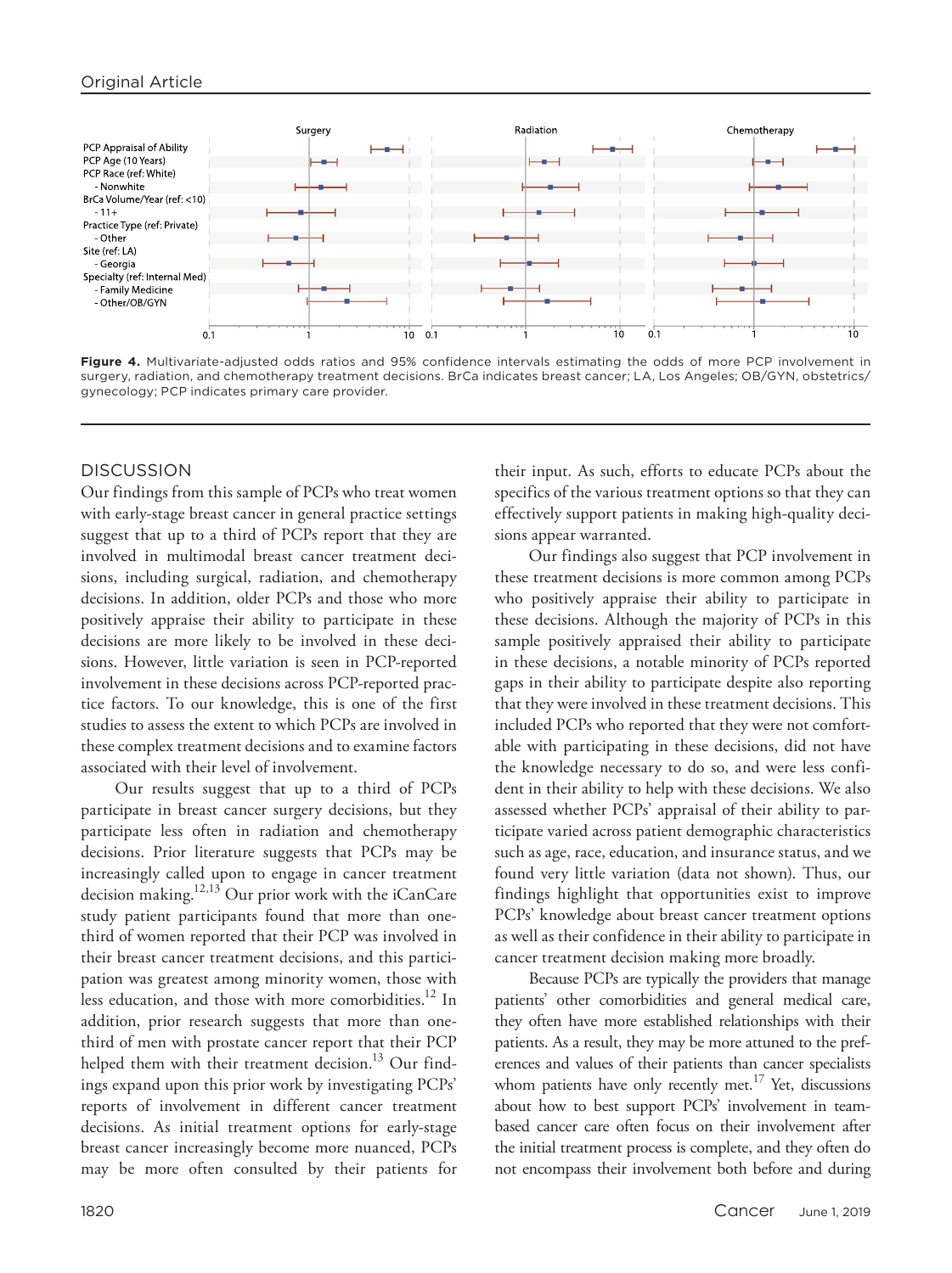Surgery

Radiation

Chemotherapy

PCP Appraisal of Ability

PCP Age (10 Years)

PCP Race (ref: White)

- Nonwhite

BrCa Volume/Year (ref: <10)

- 11+

Practice Type (ref: Private)

- Other

Site (ref: LA)

- Georgia

Specialty (ref: Internal Med)

- Family Medicine

- Other/OB/GYN

0.1 1 10 0.1 1 10 0.1 1 10

**Figure 4.** Multivariate-adjusted odds ratios and 95% confidence intervals estimating the odds of more PCP involvement in surgery, radiation, and chemotherapy treatment decisions. BrCa indicates breast cancer; LA, Los Angeles; OB/GYN, obstetrics/gynecology; PCP indicates primary care provider.

## DISCUSSION

Our findings from this sample of PCPs who treat women with early-stage breast cancer in general practice settings suggest that up to a third of PCPs report that they are involved in multimodal breast cancer treatment decisions, including surgical, radiation, and chemotherapy decisions. In addition, older PCPs and those who more positively appraise their ability to participate in these decisions are more likely to be involved in these decisions. However, little variation is seen in PCP-reported involvement in these decisions across PCP-reported practice factors. To our knowledge, this is one of the first studies to assess the extent to which PCPs are involved in these complex treatment decisions and to examine factors associated with their level of involvement.

Our results suggest that up to a third of PCPs participate in breast cancer surgery decisions, but they participate less often in radiation and chemotherapy decisions. Prior literature suggests that PCPs may be increasingly called upon to engage in cancer treatment decision making.[12,13] Our prior work with the iCanCare study patient participants found that more than one-third of women reported that their PCP was involved in their breast cancer treatment decisions, and this participation was greatest among minority women, those with less education, and those with more comorbidities.[12] In addition, prior research suggests that more than one-third of men with prostate cancer report that their PCP helped them with their treatment decision.[13] Our findings expand upon this prior work by investigating PCPs' reports of involvement in different cancer treatment decisions. As initial treatment options for early-stage breast cancer increasingly become more nuanced, PCPs may be more often consulted by their patients for their input. As such, efforts to educate PCPs about the specifics of the various treatment options so that they can effectively support patients in making high-quality decisions appear warranted.

Our findings also suggest that PCP involvement in these treatment decisions is more common among PCPs who positively appraise their ability to participate in these decisions. Although the majority of PCPs in this sample positively appraised their ability to participate in these decisions, a notable minority of PCPs reported gaps in their ability to participate despite also reporting that they were involved in these treatment decisions. This included PCPs who reported that they were not comfortable with participating in these decisions, did not have the knowledge necessary to do so, and were less confident in their ability to help with these decisions. We also assessed whether PCPs' appraisal of their ability to participate varied across patient demographic characteristics such as age, race, education, and insurance status, and we found very little variation (data not shown). Thus, our findings highlight that opportunities exist to improve PCPs' knowledge about breast cancer treatment options as well as their confidence in their ability to participate in cancer treatment decision making more broadly.

Because PCPs are typically the providers that manage patients' other comorbidities and general medical care, they often have more established relationships with their patients. As a result, they may be more attuned to the preferences and values of their patients than cancer specialists whom patients have only recently met.[17] Yet, discussions about how to best support PCPs' involvement in team-based cancer care often focus on their involvement after the initial treatment process is complete, and they often do not encompass their involvement both before and during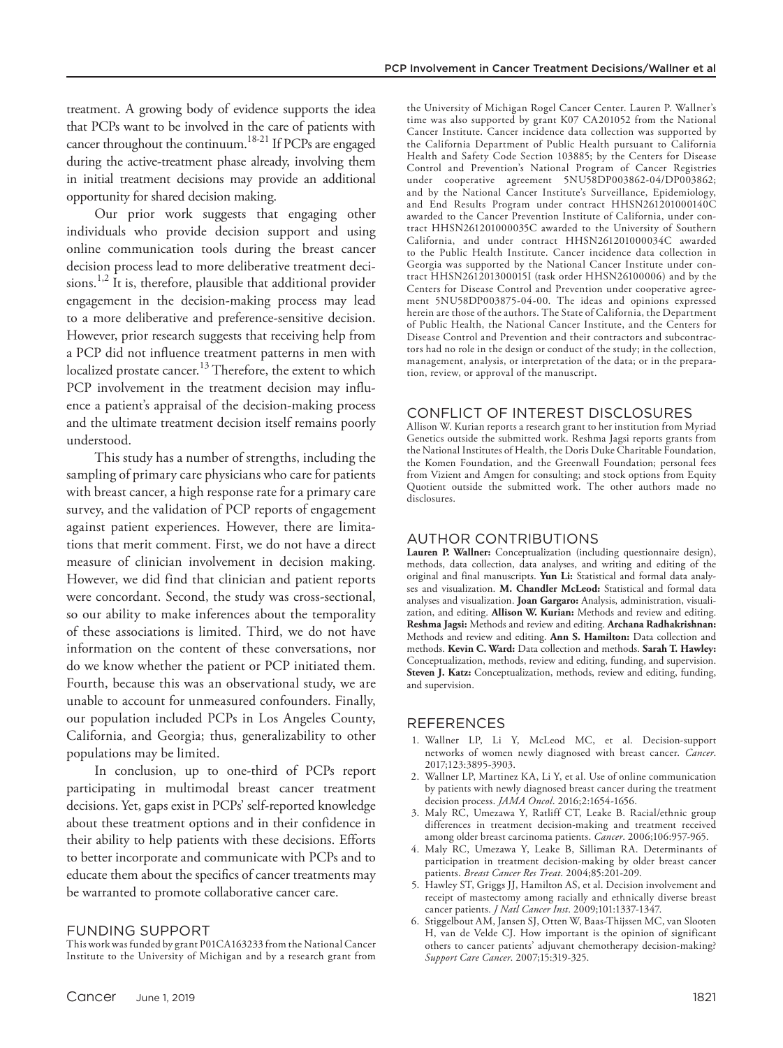treatment. A growing body of evidence supports the idea that PCPs want to be involved in the care of patients with cancer throughout the continuum.[18-21] If PCPs are engaged during the active-treatment phase already, involving them in initial treatment decisions may provide an additional opportunity for shared decision making.

Our prior work suggests that engaging other individuals who provide decision support and using online communication tools during the breast cancer decision process lead to more deliberative treatment decisions.[1,2] It is, therefore, plausible that additional provider engagement in the decision-making process may lead to a more deliberative and preference-sensitive decision. However, prior research suggests that receiving help from a PCP did not influence treatment patterns in men with localized prostate cancer.[13] Therefore, the extent to which PCP involvement in the treatment decision may influence a patient's appraisal of the decision-making process and the ultimate treatment decision itself remains poorly understood.

This study has a number of strengths, including the sampling of primary care physicians who care for patients with breast cancer, a high response rate for a primary care survey, and the validation of PCP reports of engagement against patient experiences. However, there are limitations that merit comment. First, we do not have a direct measure of clinician involvement in decision making. However, we did find that clinician and patient reports were concordant. Second, the study was cross-sectional, so our ability to make inferences about the temporality of these associations is limited. Third, we do not have information on the content of these conversations, nor do we know whether the patient or PCP initiated them. Fourth, because this was an observational study, we are unable to account for unmeasured confounders. Finally, our population included PCPs in Los Angeles County, California, and Georgia; thus, generalizability to other populations may be limited.

In conclusion, up to one-third of PCPs report participating in multimodal breast cancer treatment decisions. Yet, gaps exist in PCPs' self-reported knowledge about these treatment options and in their confidence in their ability to help patients with these decisions. Efforts to better incorporate and communicate with PCPs and to educate them about the specifics of cancer treatments may be warranted to promote collaborative cancer care.

## FUNDING SUPPORT

This work was funded by grant P01CA163233 from the National Cancer Institute to the University of Michigan and by a research grant from the University of Michigan Rogel Cancer Center. Lauren P. Wallner's time was also supported by grant K07 CA201052 from the National Cancer Institute. Cancer incidence data collection was supported by the California Department of Public Health pursuant to California Health and Safety Code Section 103885; by the Centers for Disease Control and Prevention's National Program of Cancer Registries under cooperative agreement 5NU58DP003862-04/DP003862; and by the National Cancer Institute's Surveillance, Epidemiology, and End Results Program under contract HHSN261201000140C awarded to the Cancer Prevention Institute of California, under contract HHSN261201000035C awarded to the University of Southern California, and under contract HHSN261201000034C awarded to the Public Health Institute. Cancer incidence data collection in Georgia was supported by the National Cancer Institute under contract HHSN261201300015I (task order HHSN26100006) and by the Centers for Disease Control and Prevention under cooperative agreement 5NU58DP003875-04-00. The ideas and opinions expressed herein are those of the authors. The State of California, the Department of Public Health, the National Cancer Institute, and the Centers for Disease Control and Prevention and their contractors and subcontractors had no role in the design or conduct of the study; in the collection, management, analysis, or interpretation of the data; or in the preparation, review, or approval of the manuscript.

## CONFLICT OF INTEREST DISCLOSURES

Allison W. Kurian reports a research grant to her institution from Myriad Genetics outside the submitted work. Reshma Jagsi reports grants from the National Institutes of Health, the Doris Duke Charitable Foundation, the Komen Foundation, and the Greenwall Foundation; personal fees from Vizient and Amgen for consulting; and stock options from Equity Quotient outside the submitted work. The other authors made no disclosures.

## AUTHOR CONTRIBUTIONS

**Lauren P. Wallner:** Conceptualization (including questionnaire design), methods, data collection, data analyses, and writing and editing of the original and final manuscripts. **Yun Li:** Statistical and formal data analyses and visualization. **M. Chandler McLeod:** Statistical and formal data analyses and visualization. **Joan Gargaro:** Analysis, administration, visualization, and editing. **Allison W. Kurian:** Methods and review and editing. **Reshma Jagsi:** Methods and review and editing. **Archana Radhakrishnan:** Methods and review and editing. **Ann S. Hamilton:** Data collection and methods. **Kevin C. Ward:** Data collection and methods. **Sarah T. Hawley:** Conceptualization, methods, review and editing, funding, and supervision. **Steven J. Katz:** Conceptualization, methods, review and editing, funding, and supervision.

## REFERENCES

1. Wallner LP, Li Y, McLeod MC, et al. Decision-support networks of women newly diagnosed with breast cancer. *Cancer*. 2017;123:3895-3903.
2. Wallner LP, Martinez KA, Li Y, et al. Use of online communication by patients with newly diagnosed breast cancer during the treatment decision process. *JAMA Oncol*. 2016;2:1654-1656.
3. Maly RC, Umezawa Y, Ratliff CT, Leake B. Racial/ethnic group differences in treatment decision-making and treatment received among older breast carcinoma patients. *Cancer*. 2006;106:957-965.
4. Maly RC, Umezawa Y, Leake B, Silliman RA. Determinants of participation in treatment decision-making by older breast cancer patients. *Breast Cancer Res Treat*. 2004;85:201-209.
5. Hawley ST, Griggs JJ, Hamilton AS, et al. Decision involvement and receipt of mastectomy among racially and ethnically diverse breast cancer patients. *J Natl Cancer Inst*. 2009;101:1337-1347.
6. Stiggelbout AM, Jansen SJ, Otten W, Baas-Thijssen MC, van Slooten H, van de Velde CJ. How important is the opinion of significant others to cancer patients' adjuvant chemotherapy decision-making? *Support Care Cancer*. 2007;15:319-325.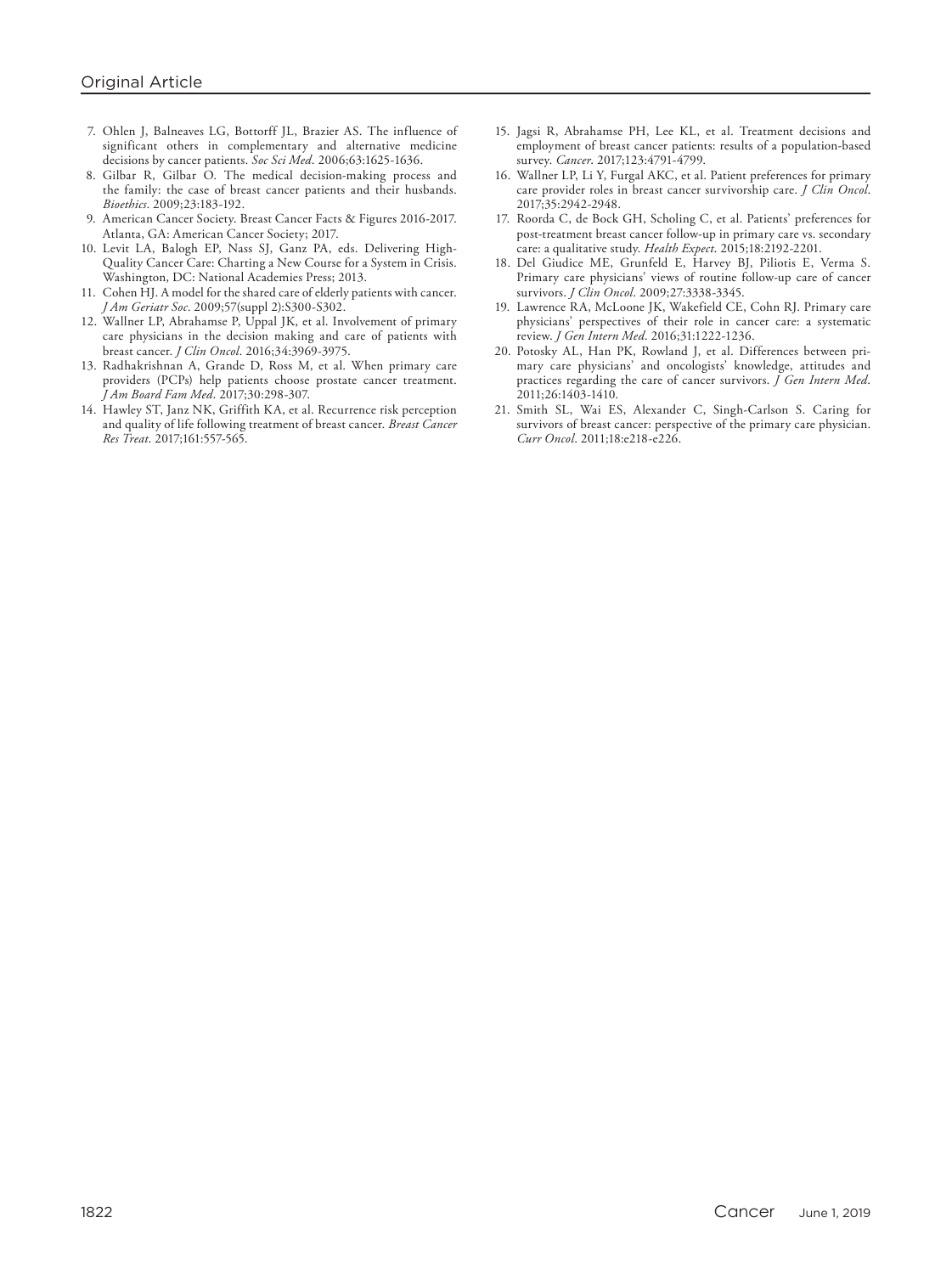7. Ohlen J, Balneaves LG, Bottorff JL, Brazier AS. The influence of significant others in complementary and alternative medicine decisions by cancer patients. *Soc Sci Med*. 2006;63:1625-1636.
8. Gilbar R, Gilbar O. The medical decision-making process and the family: the case of breast cancer patients and their husbands. *Bioethics*. 2009;23:183-192.
9. American Cancer Society. Breast Cancer Facts & Figures 2016-2017. Atlanta, GA: American Cancer Society; 2017.
10. Levit LA, Balogh EP, Nass SJ, Ganz PA, eds. Delivering High-Quality Cancer Care: Charting a New Course for a System in Crisis. Washington, DC: National Academies Press; 2013.
11. Cohen HJ. A model for the shared care of elderly patients with cancer. *J Am Geriatr Soc*. 2009;57(suppl 2):S300-S302.
12. Wallner LP, Abrahamse P, Uppal JK, et al. Involvement of primary care physicians in the decision making and care of patients with breast cancer. *J Clin Oncol*. 2016;34:3969-3975.
13. Radhakrishnan A, Grande D, Ross M, et al. When primary care providers (PCPs) help patients choose prostate cancer treatment. *J Am Board Fam Med*. 2017;30:298-307.
14. Hawley ST, Janz NK, Griffith KA, et al. Recurrence risk perception and quality of life following treatment of breast cancer. *Breast Cancer Res Treat*. 2017;161:557-565.
15. Jagsi R, Abrahamse PH, Lee KL, et al. Treatment decisions and employment of breast cancer patients: results of a population-based survey. *Cancer*. 2017;123:4791-4799.
16. Wallner LP, Li Y, Furgal AKC, et al. Patient preferences for primary care provider roles in breast cancer survivorship care. *J Clin Oncol*. 2017;35:2942-2948.
17. Roorda C, de Bock GH, Scholing C, et al. Patients' preferences for post-treatment breast cancer follow-up in primary care vs. secondary care: a qualitative study. *Health Expect*. 2015;18:2192-2201.
18. Del Giudice ME, Grunfeld E, Harvey BJ, Piliotis E, Verma S. Primary care physicians' views of routine follow-up care of cancer survivors. *J Clin Oncol*. 2009;27:3338-3345.
19. Lawrence RA, McLoone JK, Wakefield CE, Cohn RJ. Primary care physicians' perspectives of their role in cancer care: a systematic review. *J Gen Intern Med*. 2016;31:1222-1236.
20. Potosky AL, Han PK, Rowland J, et al. Differences between primary care physicians' and oncologists' knowledge, attitudes and practices regarding the care of cancer survivors. *J Gen Intern Med*. 2011;26:1403-1410.
21. Smith SL, Wai ES, Alexander C, Singh-Carlson S. Caring for survivors of breast cancer: perspective of the primary care physician. *Curr Oncol*. 2011;18:e218-e226.